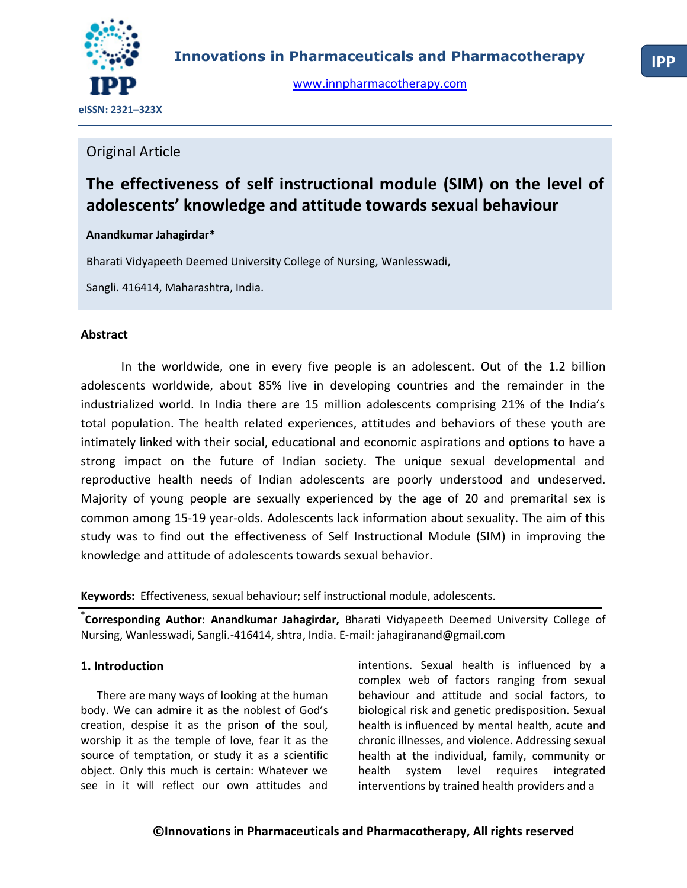Innovations in Pharmaceuticals and Pharmacotherapy

www.innpharmacotherapy.com

eISSN: 2321–323X

Original Article

# The effectiveness of self instructional module (SIM) on the level of adolescents' knowledge and attitude towards sexual behaviour

**Anandkumar Jahagirdar***

Bharati Vidyapeeth Deemed University College of Nursing, Wanlesswadi,

Sangli. 416414, Maharashtra, India.

## Abstract

In the worldwide, one in every five people is an adolescent. Out of the 1.2 billion adolescents worldwide, about 85% live in developing countries and the remainder in the industrialized world. In India there are 15 million adolescents comprising 21% of the India's total population. The health related experiences, attitudes and behaviors of these youth are intimately linked with their social, educational and economic aspirations and options to have a strong impact on the future of Indian society. The unique sexual developmental and reproductive health needs of Indian adolescents are poorly understood and undeserved. Majority of young people are sexually experienced by the age of 20 and premarital sex is common among 15-19 year-olds. Adolescents lack information about sexuality. The aim of this study was to find out the effectiveness of Self Instructional Module (SIM) in improving the knowledge and attitude of adolescents towards sexual behavior.

**Keywords:** Effectiveness, sexual behaviour; self instructional module, adolescents.

***Corresponding Author: Anandkumar Jahagirdar,** Bharati Vidyapeeth Deemed University College of Nursing, Wanlesswadi, Sangli.-416414, shtra, India. E-mail: jahagiranand@gmail.com

## 1. Introduction

There are many ways of looking at the human body. We can admire it as the noblest of God's creation, despise it as the prison of the soul, worship it as the temple of love, fear it as the source of temptation, or study it as a scientific object. Only this much is certain: Whatever we see in it will reflect our own attitudes and intentions. Sexual health is influenced by a complex web of factors ranging from sexual behaviour and attitude and social factors, to biological risk and genetic predisposition. Sexual health is influenced by mental health, acute and chronic illnesses, and violence. Addressing sexual health at the individual, family, community or health system level requires integrated interventions by trained health providers and a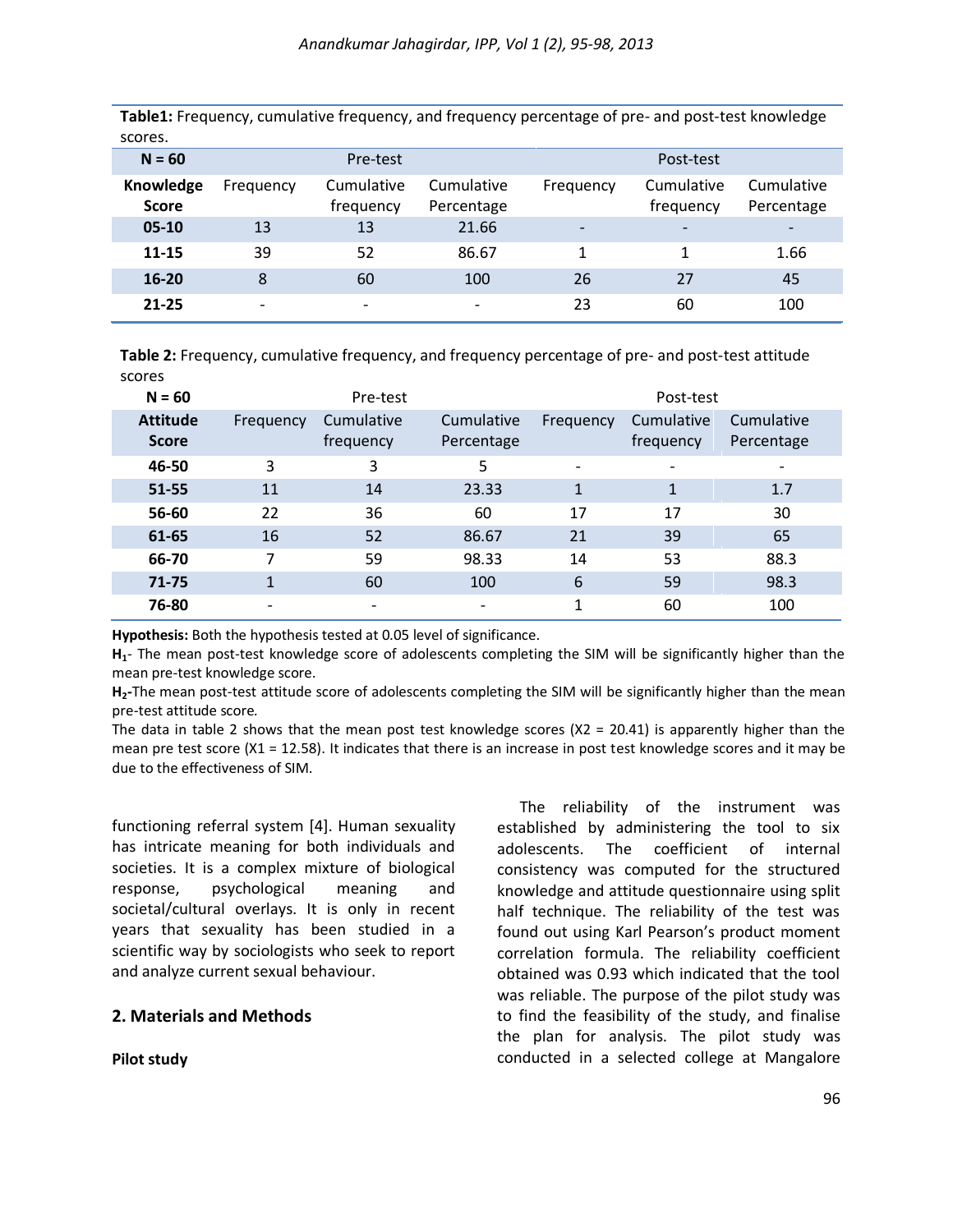**Table1:** Frequency, cumulative frequency, and frequency percentage of pre- and post-test knowledge scores.

| N = 60 | Pre-test | | | Post-test | | |
|---|---|---|---|---|---|---|
| **Knowledge Score** | Frequency | Cumulative frequency | Cumulative Percentage | Frequency | Cumulative frequency | Cumulative Percentage |
| **05-10** | 13 | 13 | 21.66 | - | - | - |
| **11-15** | 39 | 52 | 86.67 | 1 | 1 | 1.66 |
| **16-20** | 8 | 60 | 100 | 26 | 27 | 45 |
| **21-25** | - | - | - | 23 | 60 | 100 |

**Table 2:** Frequency, cumulative frequency, and frequency percentage of pre- and post-test attitude scores

| N = 60 | Pre-test | | | Post-test | | |
|---|---|---|---|---|---|---|
| **Attitude Score** | Frequency | Cumulative frequency | Cumulative Percentage | Frequency | Cumulative frequency | Cumulative Percentage |
| **46-50** | 3 | 3 | 5 | - | - | - |
| **51-55** | 11 | 14 | 23.33 | 1 | 1 | 1.7 |
| **56-60** | 22 | 36 | 60 | 17 | 17 | 30 |
| **61-65** | 16 | 52 | 86.67 | 21 | 39 | 65 |
| **66-70** | 7 | 59 | 98.33 | 14 | 53 | 88.3 |
| **71-75** | 1 | 60 | 100 | 6 | 59 | 98.3 |
| **76-80** | - | - | - | 1 | 60 | 100 |

**Hypothesis:** Both the hypothesis tested at 0.05 level of significance.

**$H_1$**- The mean post-test knowledge score of adolescents completing the SIM will be significantly higher than the mean pre-test knowledge score.

**$H_2$**-The mean post-test attitude score of adolescents completing the SIM will be significantly higher than the mean pre-test attitude score.

The data in table 2 shows that the mean post test knowledge scores ($X2 = 20.41$) is apparently higher than the mean pre test score ($X1 = 12.58$). It indicates that there is an increase in post test knowledge scores and it may be due to the effectiveness of SIM.

functioning referral system [4]. Human sexuality has intricate meaning for both individuals and societies. It is a complex mixture of biological response, psychological meaning and societal/cultural overlays. It is only in recent years that sexuality has been studied in a scientific way by sociologists who seek to report and analyze current sexual behaviour.

## 2. Materials and Methods

### Pilot study

The reliability of the instrument was established by administering the tool to six adolescents. The coefficient of internal consistency was computed for the structured knowledge and attitude questionnaire using split half technique. The reliability of the test was found out using Karl Pearson's product moment correlation formula. The reliability coefficient obtained was 0.93 which indicated that the tool was reliable. The purpose of the pilot study was to find the feasibility of the study, and finalise the plan for analysis. The pilot study was conducted in a selected college at Mangalore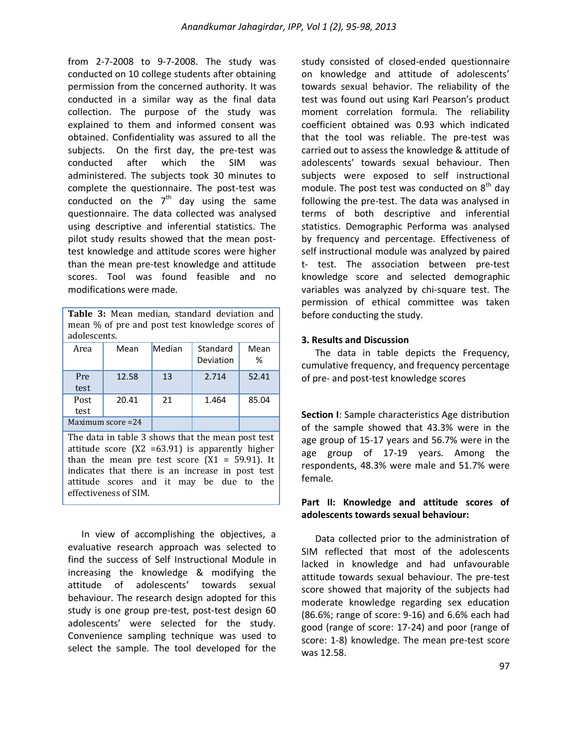from 2-7-2008 to 9-7-2008. The study was conducted on 10 college students after obtaining permission from the concerned authority. It was conducted in a similar way as the final data collection. The purpose of the study was explained to them and informed consent was obtained. Confidentiality was assured to all the subjects. On the first day, the pre-test was conducted after which the SIM was administered. The subjects took 30 minutes to complete the questionnaire. The post-test was conducted on the $7^{th}$ day using the same questionnaire. The data collected was analysed using descriptive and inferential statistics. The pilot study results showed that the mean post-test knowledge and attitude scores were higher than the mean pre-test knowledge and attitude scores. Tool was found feasible and no modifications were made.

**Table 3:** Mean median, standard deviation and mean % of pre and post test knowledge scores of adolescents.

| Area | Mean | Median | Standard Deviation | Mean % |
|---|---|---|---|---|
| Pre test | 12.58 | 13 | 2.714 | 52.41 |
| Post test | 20.41 | 21 | 1.464 | 85.04 |
| Maximum score =24 | | | | |

The data in table 3 shows that the mean post test attitude score (X2 =63.91) is apparently higher than the mean pre test score (X1 = 59.91). It indicates that there is an increase in post test attitude scores and it may be due to the effectiveness of SIM.

In view of accomplishing the objectives, a evaluative research approach was selected to find the success of Self Instructional Module in increasing the knowledge & modifying the attitude of adolescents' towards sexual behaviour. The research design adopted for this study is one group pre-test, post-test design 60 adolescents' were selected for the study. Convenience sampling technique was used to select the sample. The tool developed for the study consisted of closed-ended questionnaire on knowledge and attitude of adolescents' towards sexual behavior. The reliability of the test was found out using Karl Pearson's product moment correlation formula. The reliability coefficient obtained was 0.93 which indicated that the tool was reliable. The pre-test was carried out to assess the knowledge & attitude of adolescents' towards sexual behaviour. Then subjects were exposed to self instructional module. The post test was conducted on $8^{th}$ day following the pre-test. The data was analysed in terms of both descriptive and inferential statistics. Demographic Performa was analysed by frequency and percentage. Effectiveness of self instructional module was analyzed by paired t- test. The association between pre-test knowledge score and selected demographic variables was analyzed by chi-square test. The permission of ethical committee was taken before conducting the study.

## 3. Results and Discussion

The data in table depicts the Frequency, cumulative frequency, and frequency percentage of pre- and post-test knowledge scores

**Section I**: Sample characteristics Age distribution of the sample showed that 43.3% were in the age group of 15-17 years and 56.7% were in the age group of 17-19 years. Among the respondents, 48.3% were male and 51.7% were female.

**Part II: Knowledge and attitude scores of adolescents towards sexual behaviour:**

Data collected prior to the administration of SIM reflected that most of the adolescents lacked in knowledge and had unfavourable attitude towards sexual behaviour. The pre-test score showed that majority of the subjects had moderate knowledge regarding sex education (86.6%; range of score: 9-16) and 6.6% each had good (range of score: 17-24) and poor (range of score: 1-8) knowledge. The mean pre-test score was 12.58.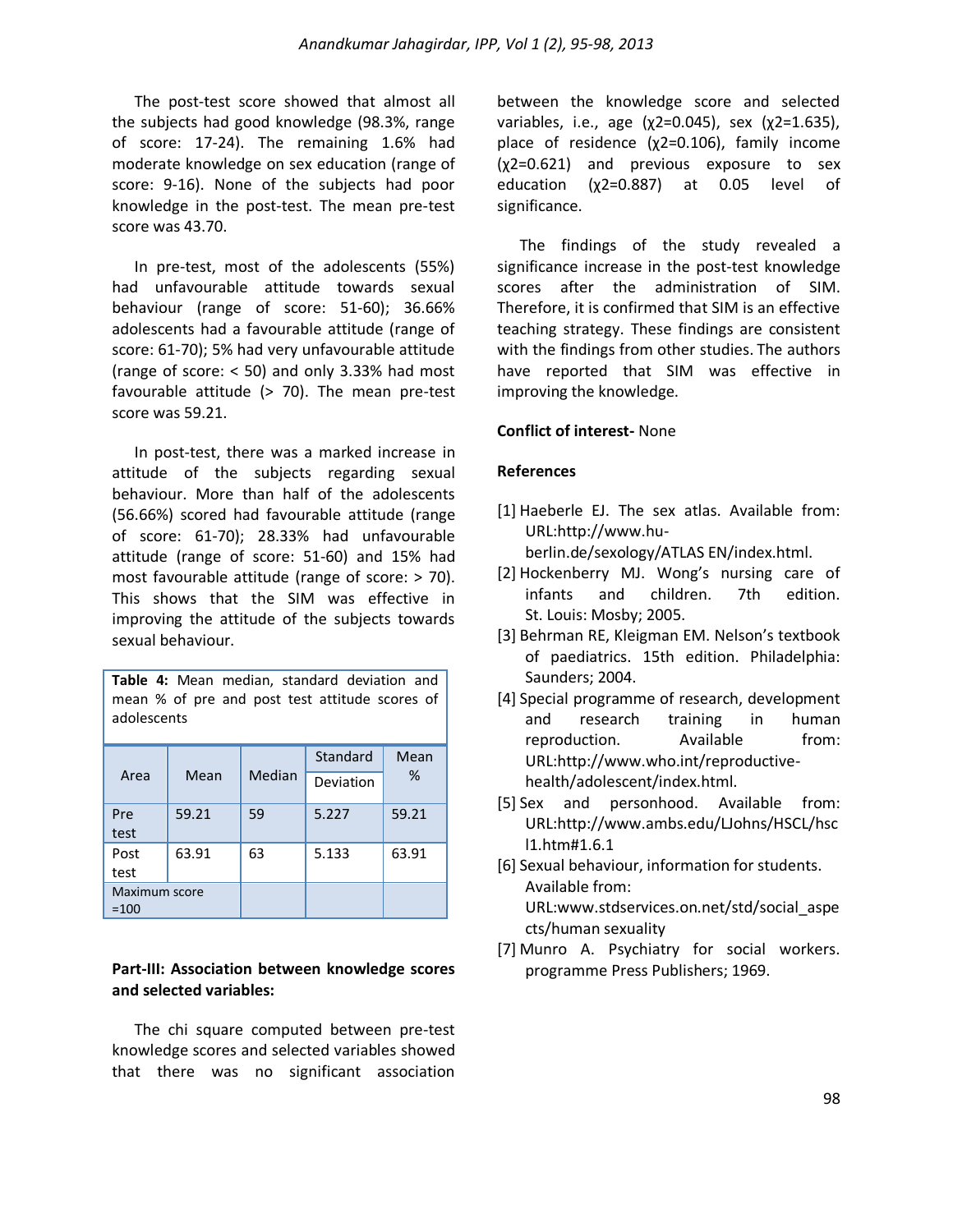The post-test score showed that almost all the subjects had good knowledge (98.3%, range of score: 17-24). The remaining 1.6% had moderate knowledge on sex education (range of score: 9-16). None of the subjects had poor knowledge in the post-test. The mean pre-test score was 43.70.

In pre-test, most of the adolescents (55%) had unfavourable attitude towards sexual behaviour (range of score: 51-60); 36.66% adolescents had a favourable attitude (range of score: 61-70); 5% had very unfavourable attitude (range of score: < 50) and only 3.33% had most favourable attitude (> 70). The mean pre-test score was 59.21.

In post-test, there was a marked increase in attitude of the subjects regarding sexual behaviour. More than half of the adolescents (56.66%) scored had favourable attitude (range of score: 61-70); 28.33% had unfavourable attitude (range of score: 51-60) and 15% had most favourable attitude (range of score: > 70). This shows that the SIM was effective in improving the attitude of the subjects towards sexual behaviour.

**Table 4:** Mean median, standard deviation and mean % of pre and post test attitude scores of adolescents

| Area | Mean | Median | Standard Deviation | Mean % |
|---|---|---|---|---|
| Pre test | 59.21 | 59 | 5.227 | 59.21 |
| Post test | 63.91 | 63 | 5.133 | 63.91 |
| Maximum score =100 | | | | |

**Part-III: Association between knowledge scores and selected variables:**

The chi square computed between pre-test knowledge scores and selected variables showed that there was no significant association between the knowledge score and selected variables, i.e., age ($\chi^2$=0.045), sex ($\chi^2$=1.635), place of residence ($\chi^2$=0.106), family income ($\chi^2$=0.621) and previous exposure to sex education ($\chi^2$=0.887) at 0.05 level of significance.

The findings of the study revealed a significance increase in the post-test knowledge scores after the administration of SIM. Therefore, it is confirmed that SIM is an effective teaching strategy. These findings are consistent with the findings from other studies. The authors have reported that SIM was effective in improving the knowledge.

**Conflict of interest-** None

**References**

[1] Haeberle EJ. The sex atlas. Available from: URL:http://www.hu-berlin.de/sexology/ATLAS EN/index.html.

[2] Hockenberry MJ. Wong's nursing care of infants and children. 7th edition. St. Louis: Mosby; 2005.

[3] Behrman RE, Kleigman EM. Nelson's textbook of paediatrics. 15th edition. Philadelphia: Saunders; 2004.

[4] Special programme of research, development and research training in human reproduction. Available from: URL:http://www.who.int/reproductive-health/adolescent/index.html.

[5] Sex and personhood. Available from: URL:http://www.ambs.edu/LJohns/HSCL/hscl1.htm#1.6.1

[6] Sexual behaviour, information for students. Available from: URL:www.stdservices.on.net/std/social_aspects/human sexuality

[7] Munro A. Psychiatry for social workers. programme Press Publishers; 1969.